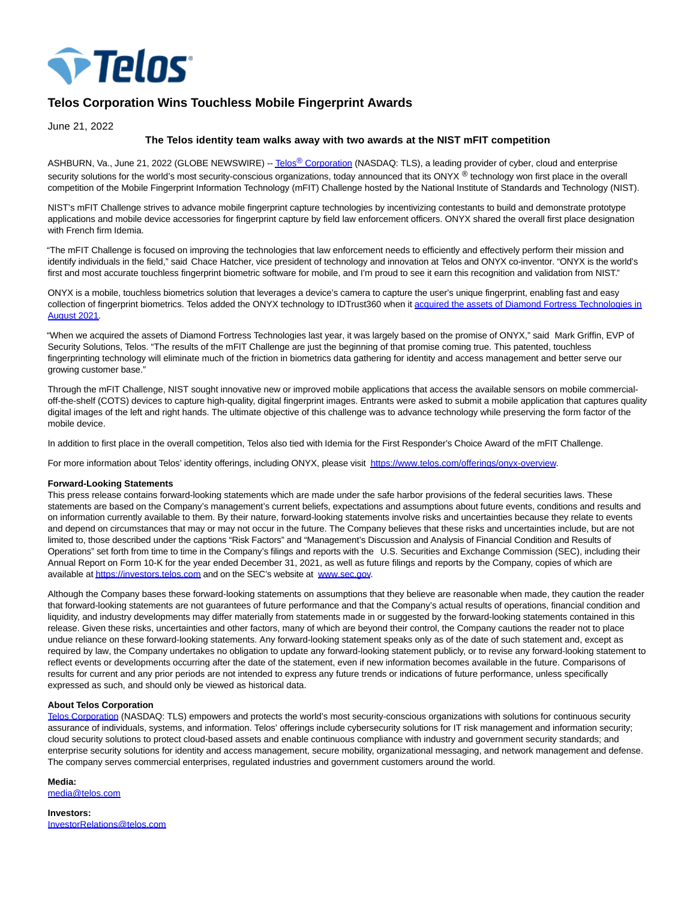# Telos Corporation Wins Touchless Mobile Fingerprint Awards

June 21, 2022

### The Telos identity team walks away with two awards at the NIST mFIT competition

ASHBURN, Va., June 21, 2022 (GLOBE NEWSWIRE) -- Telos® Corporation (NASDAQ: TLS), a leading provider of cyber, cloud and enterprise security solutions for the world's most security-conscious organizations, today announced that its ONYX ® technology won first place in the overall competition of the Mobile Fingerprint Information Technology (mFIT) Challenge hosted by the National Institute of Standards and Technology (NIST).

NIST's mFIT Challenge strives to advance mobile fingerprint capture technologies by incentivizing contestants to build and demonstrate prototype applications and mobile device accessories for fingerprint capture by field law enforcement officers. ONYX shared the overall first place designation with French firm Idemia.

"The mFIT Challenge is focused on improving the technologies that law enforcement needs to efficiently and effectively perform their mission and identify individuals in the field," said Chace Hatcher, vice president of technology and innovation at Telos and ONYX co-inventor. "ONYX is the world's first and most accurate touchless fingerprint biometric software for mobile, and I'm proud to see it earn this recognition and validation from NIST."

ONYX is a mobile, touchless biometrics solution that leverages a device's camera to capture the user's unique fingerprint, enabling fast and easy collection of fingerprint biometrics. Telos added the ONYX technology to IDTrust360 when it acquired the assets of Diamond Fortress Technologies in August 2021.

"When we acquired the assets of Diamond Fortress Technologies last year, it was largely based on the promise of ONYX," said Mark Griffin, EVP of Security Solutions, Telos. "The results of the mFIT Challenge are just the beginning of that promise coming true. This patented, touchless fingerprinting technology will eliminate much of the friction in biometrics data gathering for identity and access management and better serve our growing customer base."

Through the mFIT Challenge, NIST sought innovative new or improved mobile applications that access the available sensors on mobile commercial-off-the-shelf (COTS) devices to capture high-quality, digital fingerprint images. Entrants were asked to submit a mobile application that captures quality digital images of the left and right hands. The ultimate objective of this challenge was to advance technology while preserving the form factor of the mobile device.

In addition to first place in the overall competition, Telos also tied with Idemia for the First Responder's Choice Award of the mFIT Challenge.

For more information about Telos' identity offerings, including ONYX, please visit https://www.telos.com/offerings/onyx-overview.

**Forward-Looking Statements**

This press release contains forward-looking statements which are made under the safe harbor provisions of the federal securities laws. These statements are based on the Company's management's current beliefs, expectations and assumptions about future events, conditions and results and on information currently available to them. By their nature, forward-looking statements involve risks and uncertainties because they relate to events and depend on circumstances that may or may not occur in the future. The Company believes that these risks and uncertainties include, but are not limited to, those described under the captions "Risk Factors" and "Management's Discussion and Analysis of Financial Condition and Results of Operations" set forth from time to time in the Company's filings and reports with the U.S. Securities and Exchange Commission (SEC), including their Annual Report on Form 10-K for the year ended December 31, 2021, as well as future filings and reports by the Company, copies of which are available at https://investors.telos.com and on the SEC's website at www.sec.gov.

Although the Company bases these forward-looking statements on assumptions that they believe are reasonable when made, they caution the reader that forward-looking statements are not guarantees of future performance and that the Company's actual results of operations, financial condition and liquidity, and industry developments may differ materially from statements made in or suggested by the forward-looking statements contained in this release. Given these risks, uncertainties and other factors, many of which are beyond their control, the Company cautions the reader not to place undue reliance on these forward-looking statements. Any forward-looking statement speaks only as of the date of such statement and, except as required by law, the Company undertakes no obligation to update any forward-looking statement publicly, or to revise any forward-looking statement to reflect events or developments occurring after the date of the statement, even if new information becomes available in the future. Comparisons of results for current and any prior periods are not intended to express any future trends or indications of future performance, unless specifically expressed as such, and should only be viewed as historical data.

**About Telos Corporation**

Telos Corporation (NASDAQ: TLS) empowers and protects the world's most security-conscious organizations with solutions for continuous security assurance of individuals, systems, and information. Telos' offerings include cybersecurity solutions for IT risk management and information security; cloud security solutions to protect cloud-based assets and enable continuous compliance with industry and government security standards; and enterprise security solutions for identity and access management, secure mobility, organizational messaging, and network management and defense. The company serves commercial enterprises, regulated industries and government customers around the world.

**Media:**
media@telos.com

**Investors:**
InvestorRelations@telos.com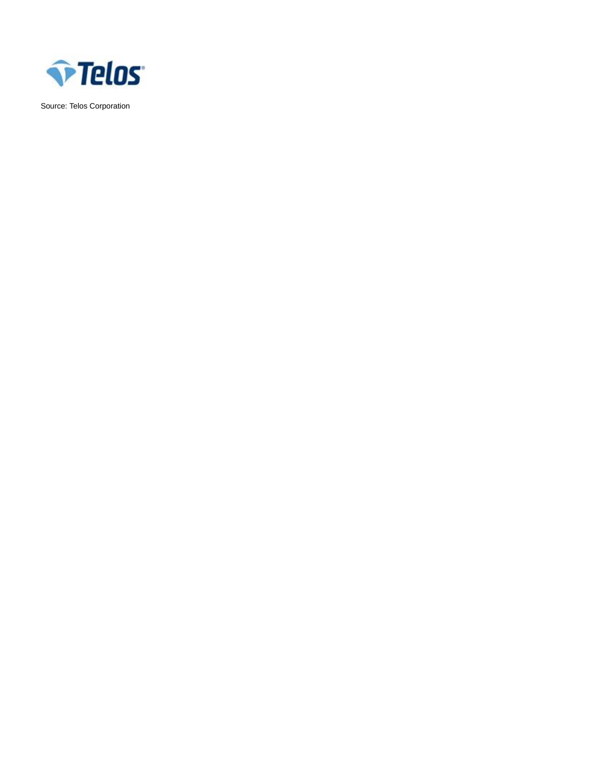Source: Telos Corporation